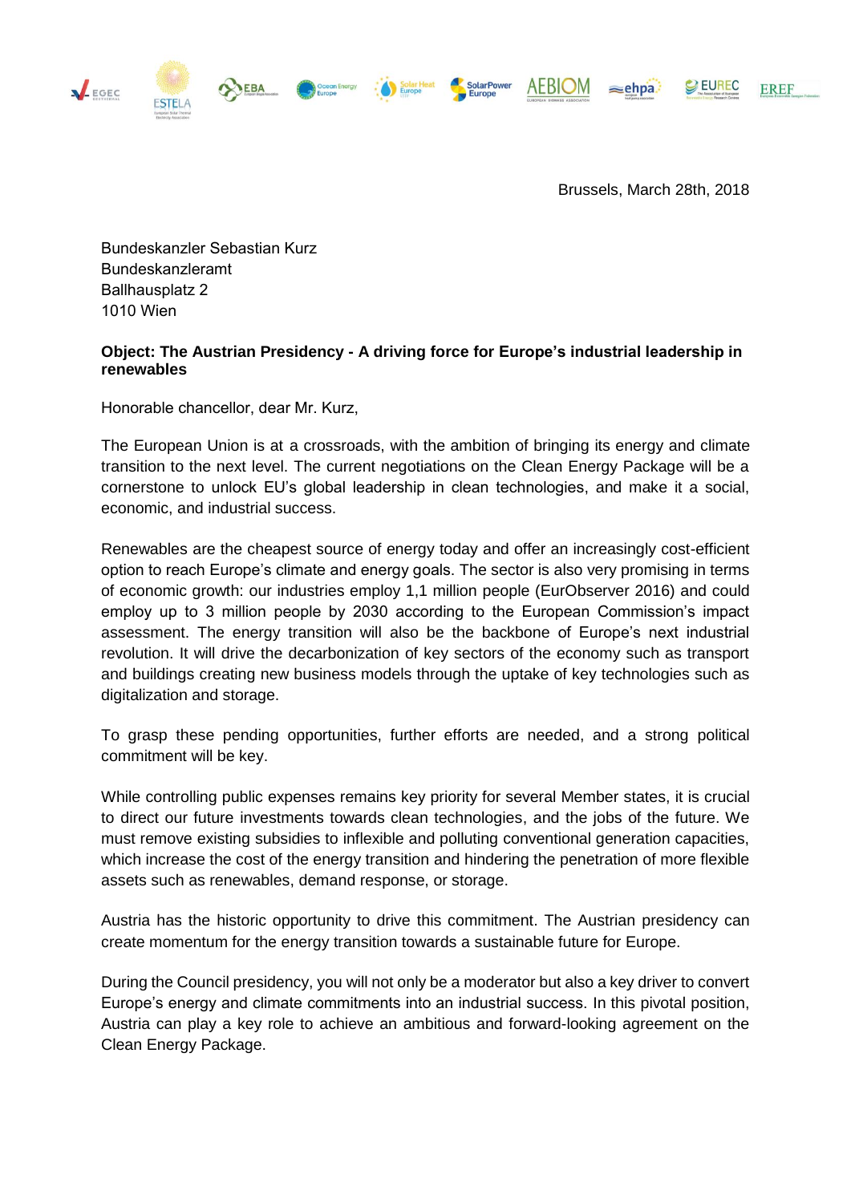Brussels, March 28th, 2018

Bundeskanzler Sebastian Kurz
Bundeskanzleramt
Ballhausplatz 2
1010 Wien

**Object: The Austrian Presidency - A driving force for Europe's industrial leadership in renewables**

Honorable chancellor, dear Mr. Kurz,

The European Union is at a crossroads, with the ambition of bringing its energy and climate transition to the next level. The current negotiations on the Clean Energy Package will be a cornerstone to unlock EU's global leadership in clean technologies, and make it a social, economic, and industrial success.

Renewables are the cheapest source of energy today and offer an increasingly cost-efficient option to reach Europe's climate and energy goals. The sector is also very promising in terms of economic growth: our industries employ 1,1 million people (EurObserver 2016) and could employ up to 3 million people by 2030 according to the European Commission's impact assessment. The energy transition will also be the backbone of Europe's next industrial revolution. It will drive the decarbonization of key sectors of the economy such as transport and buildings creating new business models through the uptake of key technologies such as digitalization and storage.

To grasp these pending opportunities, further efforts are needed, and a strong political commitment will be key.

While controlling public expenses remains key priority for several Member states, it is crucial to direct our future investments towards clean technologies, and the jobs of the future. We must remove existing subsidies to inflexible and polluting conventional generation capacities, which increase the cost of the energy transition and hindering the penetration of more flexible assets such as renewables, demand response, or storage.

Austria has the historic opportunity to drive this commitment. The Austrian presidency can create momentum for the energy transition towards a sustainable future for Europe.

During the Council presidency, you will not only be a moderator but also a key driver to convert Europe's energy and climate commitments into an industrial success. In this pivotal position, Austria can play a key role to achieve an ambitious and forward-looking agreement on the Clean Energy Package.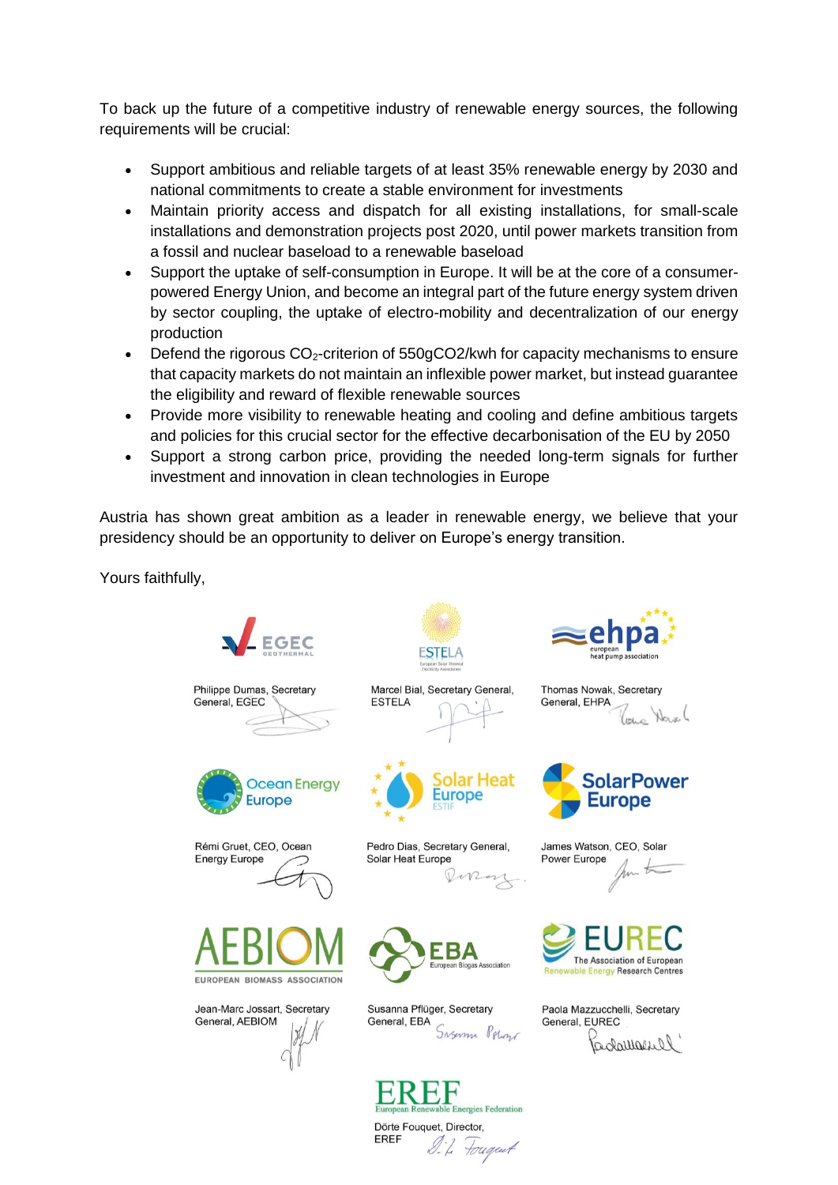To back up the future of a competitive industry of renewable energy sources, the following requirements will be crucial:

- Support ambitious and reliable targets of at least 35% renewable energy by 2030 and national commitments to create a stable environment for investments
- Maintain priority access and dispatch for all existing installations, for small-scale installations and demonstration projects post 2020, until power markets transition from a fossil and nuclear baseload to a renewable baseload
- Support the uptake of self-consumption in Europe. It will be at the core of a consumer-powered Energy Union, and become an integral part of the future energy system driven by sector coupling, the uptake of electro-mobility and decentralization of our energy production
- Defend the rigorous $CO_2$-criterion of 550g$CO_2$/kwh for capacity mechanisms to ensure that capacity markets do not maintain an inflexible power market, but instead guarantee the eligibility and reward of flexible renewable sources
- Provide more visibility to renewable heating and cooling and define ambitious targets and policies for this crucial sector for the effective decarbonisation of the EU by 2050
- Support a strong carbon price, providing the needed long-term signals for further investment and innovation in clean technologies in Europe

Austria has shown great ambition as a leader in renewable energy, we believe that your presidency should be an opportunity to deliver on Europe's energy transition.

Yours faithfully,

Philippe Dumas, Secretary General, EGEC

Marcel Bial, Secretary General, ESTELA

Thomas Nowak, Secretary General, EHPA

Rémi Gruet, CEO, Ocean Energy Europe

Pedro Dias, Secretary General, Solar Heat Europe

James Watson, CEO, Solar Power Europe

Jean-Marc Jossart, Secretary General, AEBIOM

Susanna Pflüger, Secretary General, EBA

Paola Mazzucchelli, Secretary General, EUREC

Dörte Fouquet, Director, EREF